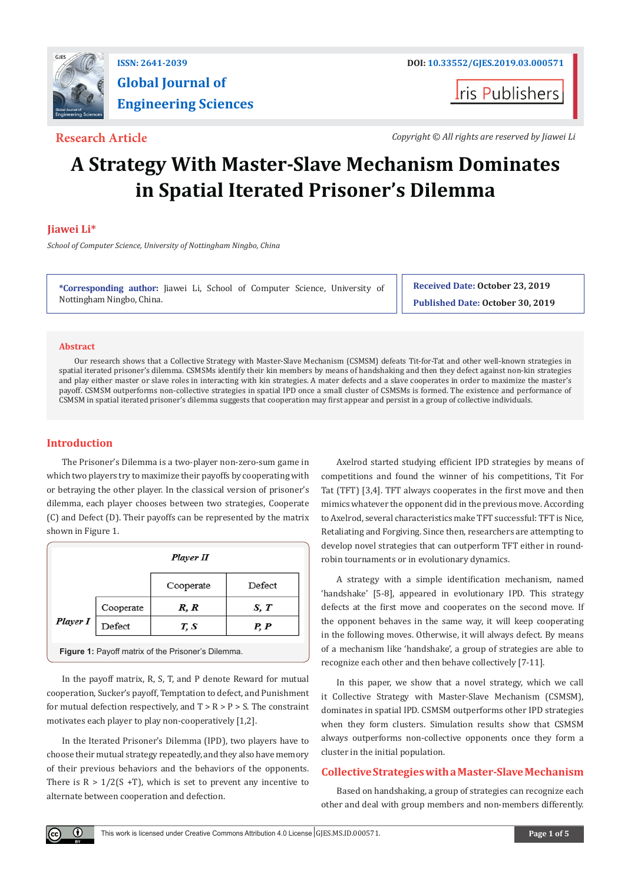**Research Article**

*Copyright © All rights are reserved by Jiawei Li*

# A Strategy With Master-Slave Mechanism Dominates in Spatial Iterated Prisoner's Dilemma

**Jiawei Li***

*School of Computer Science, University of Nottingham Ningbo, China*

**\*Corresponding author:** Jiawei Li, School of Computer Science, University of Nottingham Ningbo, China.

**Received Date:** October 23, 2019

**Published Date:** October 30, 2019

## Abstract

Our research shows that a Collective Strategy with Master-Slave Mechanism (CSMSM) defeats Tit-for-Tat and other well-known strategies in spatial iterated prisoner's dilemma. CSMSMs identify their kin members by means of handshaking and then they defect against non-kin strategies and play either master or slave roles in interacting with kin strategies. A mater defects and a slave cooperates in order to maximize the master's payoff. CSMSM outperforms non-collective strategies in spatial IPD once a small cluster of CSMSMs is formed. The existence and performance of CSMSM in spatial iterated prisoner's dilemma suggests that cooperation may first appear and persist in a group of collective individuals.

## Introduction

The Prisoner's Dilemma is a two-player non-zero-sum game in which two players try to maximize their payoffs by cooperating with or betraying the other player. In the classical version of prisoner's dilemma, each player chooses between two strategies, Cooperate (C) and Defect (D). Their payoffs can be represented by the matrix shown in Figure 1.

| | | Player II | |
|---|---|---|---|
| | | Cooperate | Defect |
| Player I | Cooperate | *R, R* | *S, T* |
| | Defect | *T, S* | *P, P* |

**Figure 1:** Payoff matrix of the Prisoner's Dilemma.

In the payoff matrix, R, S, T, and P denote Reward for mutual cooperation, Sucker's payoff, Temptation to defect, and Punishment for mutual defection respectively, and T > R > P > S. The constraint motivates each player to play non-cooperatively [1,2].

In the Iterated Prisoner's Dilemma (IPD), two players have to choose their mutual strategy repeatedly, and they also have memory of their previous behaviors and the behaviors of the opponents. There is $R > 1/2(S + T)$, which is set to prevent any incentive to alternate between cooperation and defection.

Axelrod started studying efficient IPD strategies by means of competitions and found the winner of his competitions, Tit For Tat (TFT) [3,4]. TFT always cooperates in the first move and then mimics whatever the opponent did in the previous move. According to Axelrod, several characteristics make TFT successful: TFT is Nice, Retaliating and Forgiving. Since then, researchers are attempting to develop novel strategies that can outperform TFT either in round-robin tournaments or in evolutionary dynamics.

A strategy with a simple identification mechanism, named 'handshake' [5-8], appeared in evolutionary IPD. This strategy defects at the first move and cooperates on the second move. If the opponent behaves in the same way, it will keep cooperating in the following moves. Otherwise, it will always defect. By means of a mechanism like 'handshake', a group of strategies are able to recognize each other and then behave collectively [7-11].

In this paper, we show that a novel strategy, which we call it Collective Strategy with Master-Slave Mechanism (CSMSM), dominates in spatial IPD. CSMSM outperforms other IPD strategies when they form clusters. Simulation results show that CSMSM always outperforms non-collective opponents once they form a cluster in the initial population.

## Collective Strategies with a Master-Slave Mechanism

Based on handshaking, a group of strategies can recognize each other and deal with group members and non-members differently.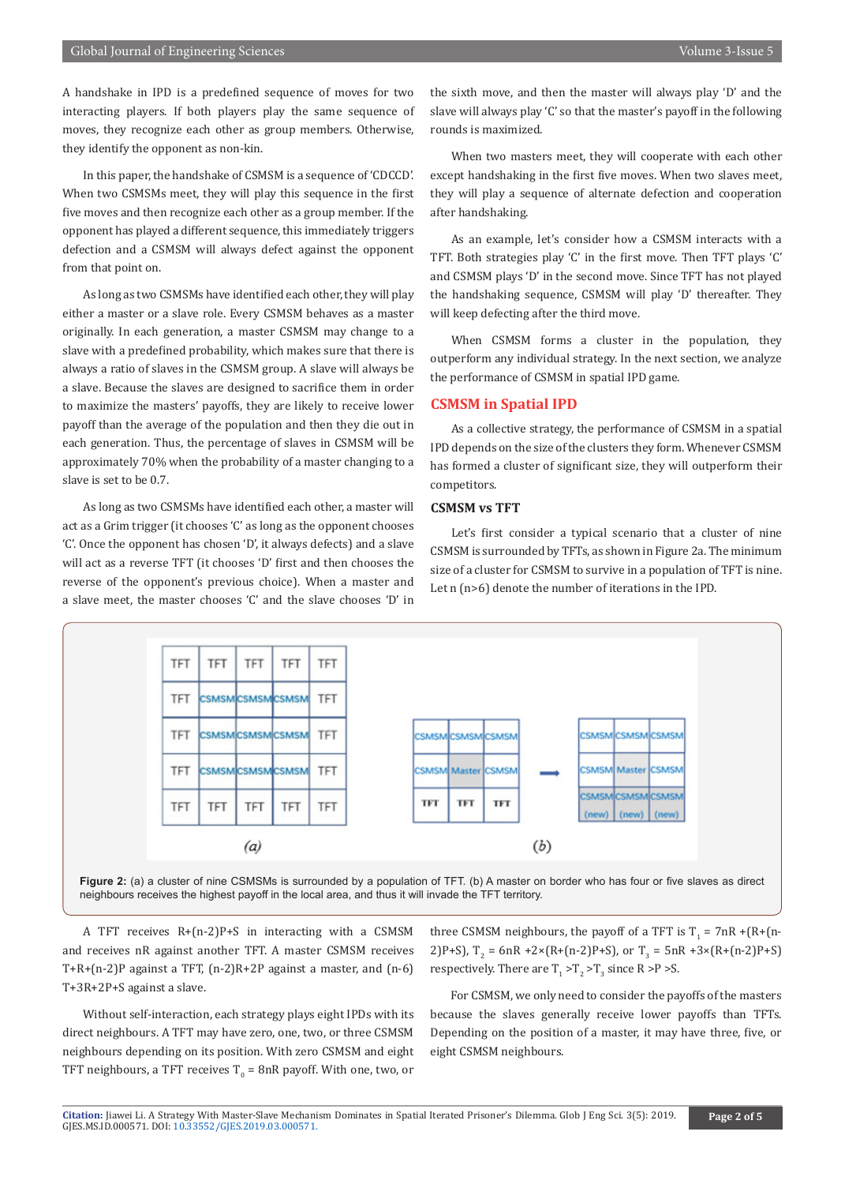A handshake in IPD is a predefined sequence of moves for two interacting players. If both players play the same sequence of moves, they recognize each other as group members. Otherwise, they identify the opponent as non-kin.

In this paper, the handshake of CSMSM is a sequence of 'CDCCD'. When two CSMSMs meet, they will play this sequence in the first five moves and then recognize each other as a group member. If the opponent has played a different sequence, this immediately triggers defection and a CSMSM will always defect against the opponent from that point on.

As long as two CSMSMs have identified each other, they will play either a master or a slave role. Every CSMSM behaves as a master originally. In each generation, a master CSMSM may change to a slave with a predefined probability, which makes sure that there is always a ratio of slaves in the CSMSM group. A slave will always be a slave. Because the slaves are designed to sacrifice them in order to maximize the masters' payoffs, they are likely to receive lower payoff than the average of the population and then they die out in each generation. Thus, the percentage of slaves in CSMSM will be approximately 70% when the probability of a master changing to a slave is set to be 0.7.

As long as two CSMSMs have identified each other, a master will act as a Grim trigger (it chooses 'C' as long as the opponent chooses 'C'. Once the opponent has chosen 'D', it always defects) and a slave will act as a reverse TFT (it chooses 'D' first and then chooses the reverse of the opponent's previous choice). When a master and a slave meet, the master chooses 'C' and the slave chooses 'D' in the sixth move, and then the master will always play 'D' and the slave will always play 'C' so that the master's payoff in the following rounds is maximized.

When two masters meet, they will cooperate with each other except handshaking in the first five moves. When two slaves meet, they will play a sequence of alternate defection and cooperation after handshaking.

As an example, let's consider how a CSMSM interacts with a TFT. Both strategies play 'C' in the first move. Then TFT plays 'C' and CSMSM plays 'D' in the second move. Since TFT has not played the handshaking sequence, CSMSM will play 'D' thereafter. They will keep defecting after the third move.

When CSMSM forms a cluster in the population, they outperform any individual strategy. In the next section, we analyze the performance of CSMSM in spatial IPD game.

## CSMSM in Spatial IPD

As a collective strategy, the performance of CSMSM in a spatial IPD depends on the size of the clusters they form. Whenever CSMSM has formed a cluster of significant size, they will outperform their competitors.

### CSMSM vs TFT

Let's first consider a typical scenario that a cluster of nine CSMSM is surrounded by TFTs, as shown in Figure 2a. The minimum size of a cluster for CSMSM to survive in a population of TFT is nine. Let n (n>6) denote the number of iterations in the IPD.

(a)

| TFT | TFT | TFT | TFT | TFT |
|---|---|---|---|---|
| TFT | CSMSM | CSMSM | CSMSM | TFT |
| TFT | CSMSM | CSMSM | CSMSM | TFT |
| TFT | CSMSM | CSMSM | CSMSM | TFT |
| TFT | TFT | TFT | TFT | TFT |

(b)

| CSMSM | CSMSM | CSMSM |
|---|---|---|
| CSMSM | Master | CSMSM |
| TFT | TFT | TFT |

→

| CSMSM | CSMSM | CSMSM |
|---|---|---|
| CSMSM | Master | CSMSM |
| CSMSM (new) | CSMSM (new) | CSMSM (new) |

**Figure 2:** (a) a cluster of nine CSMSMs is surrounded by a population of TFT. (b) A master on border who has four or five slaves as direct neighbours receives the highest payoff in the local area, and thus it will invade the TFT territory.

A TFT receives R+(n-2)P+S in interacting with a CSMSM and receives nR against another TFT. A master CSMSM receives T+R+(n-2)P against a TFT, (n-2)R+2P against a master, and (n-6) T+3R+2P+S against a slave.

Without self-interaction, each strategy plays eight IPDs with its direct neighbours. A TFT may have zero, one, two, or three CSMSM neighbours depending on its position. With zero CSMSM and eight TFT neighbours, a TFT receives $T_0$ = 8nR payoff. With one, two, or three CSMSM neighbours, the payoff of a TFT is $T_1$ = 7nR +(R+(n-2)P+S), $T_2$ = 6nR +2×(R+(n-2)P+S), or $T_3$ = 5nR +3×(R+(n-2)P+S) respectively. There are $T_1 > T_2 > T_3$ since R >P >S.

For CSMSM, we only need to consider the payoffs of the masters because the slaves generally receive lower payoffs than TFTs. Depending on the position of a master, it may have three, five, or eight CSMSM neighbours.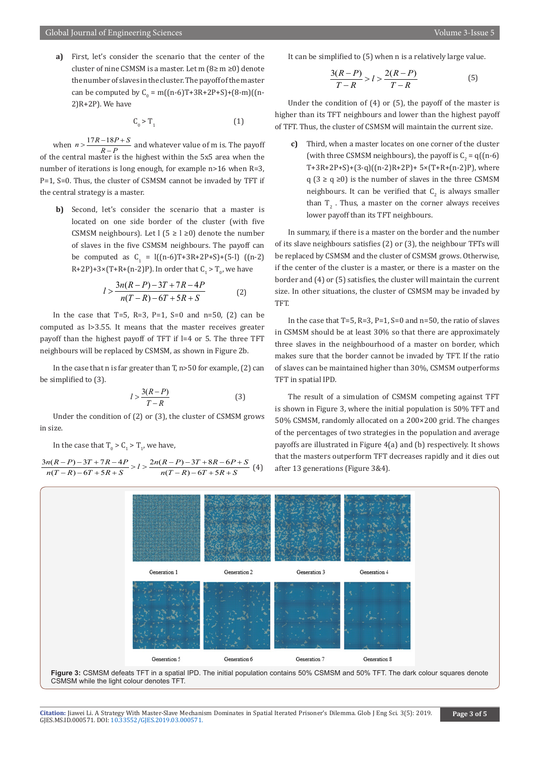a) First, let's consider the scenario that the center of the cluster of nine CSMSM is a master. Let m (8≥ m ≥0) denote the number of slaves in the cluster. The payoff of the master can be computed by $C_0$ = m((n-6)T+3R+2P+S)+(8-m)((n-2)R+2P). We have

$$C_0 > T_1 \quad (1)$$

when $n > \frac{17R - 18P + S}{R - P}$ and whatever value of m is. The payoff of the central master is the highest within the 5x5 area when the number of iterations is long enough, for example n>16 when R=3, P=1, S=0. Thus, the cluster of CSMSM cannot be invaded by TFT if the central strategy is a master.

b) Second, let's consider the scenario that a master is located on one side border of the cluster (with five CSMSM neighbours). Let l (5 ≥ l ≥0) denote the number of slaves in the five CSMSM neighbours. The payoff can be computed as $C_1$ = l[(n-6)T+3R+2P+S)+(5-l) ((n-2)R+2P)+3×(T+R+(n-2)P). In order that $C_1 > T_0$, we have

$$l > \frac{3n(R-P) - 3T + 7R - 4P}{n(T-R) - 6T + 5R + S} \quad (2)$$

In the case that T=5, R=3, P=1, S=0 and n=50, (2) can be computed as l>3.55. It means that the master receives greater payoff than the highest payoff of TFT if l=4 or 5. The three TFT neighbours will be replaced by CSMSM, as shown in Figure 2b.

In the case that n is far greater than T, n>50 for example, (2) can be simplified to (3).

$$l > \frac{3(R-P)}{T-R} \quad (3)$$

Under the condition of (2) or (3), the cluster of CSMSM grows in size.

In the case that $T_0 > C_1 > T_1$, we have,

$$\frac{3n(R-P) - 3T + 7R - 4P}{n(T-R) - 6T + 5R + S} > l > \frac{2n(R-P) - 3T + 8R - 6P + S}{n(T-R) - 6T + 5R + S} \quad (4)$$

It can be simplified to (5) when n is a relatively large value.

$$\frac{3(R-P)}{T-R} > l > \frac{2(R-P)}{T-R} \quad (5)$$

Under the condition of (4) or (5), the payoff of the master is higher than its TFT neighbours and lower than the highest payoff of TFT. Thus, the cluster of CSMSM will maintain the current size.

c) Third, when a master locates on one corner of the cluster (with three CSMSM neighbours), the payoff is $C_2$ = q((n-6) T+3R+2P+S)+(3-q)((n-2)R+2P)+ 5×(T+R+(n-2)P), where q (3 ≥ q ≥0) is the number of slaves in the three CSMSM neighbours. It can be verified that $C_2$ is always smaller than $T_2$. Thus, a master on the corner always receives lower payoff than its TFT neighbours.

In summary, if there is a master on the border and the number of its slave neighbours satisfies (2) or (3), the neighbour TFTs will be replaced by CSMSM and the cluster of CSMSM grows. Otherwise, if the center of the cluster is a master, or there is a master on the border and (4) or (5) satisfies, the cluster will maintain the current size. In other situations, the cluster of CSMSM may be invaded by TFT.

In the case that T=5, R=3, P=1, S=0 and n=50, the ratio of slaves in CSMSM should be at least 30% so that there are approximately three slaves in the neighbourhood of a master on border, which makes sure that the border cannot be invaded by TFT. If the ratio of slaves can be maintained higher than 30%, CSMSM outperforms TFT in spatial IPD.

The result of a simulation of CSMSM competing against TFT is shown in Figure 3, where the initial population is 50% TFT and 50% CSMSM, randomly allocated on a 200×200 grid. The changes of the percentages of two strategies in the population and average payoffs are illustrated in Figure 4(a) and (b) respectively. It shows that the masters outperform TFT decreases rapidly and it dies out after 13 generations (Figure 3&4).

Generation 1 Generation 2 Generation 3 Generation 4

Generation 5 Generation 6 Generation 7 Generation 8

**Figure 3:** CSMSM defeats TFT in a spatial IPD. The initial population contains 50% CSMSM and 50% TFT. The dark colour squares denote CSMSM while the light colour denotes TFT.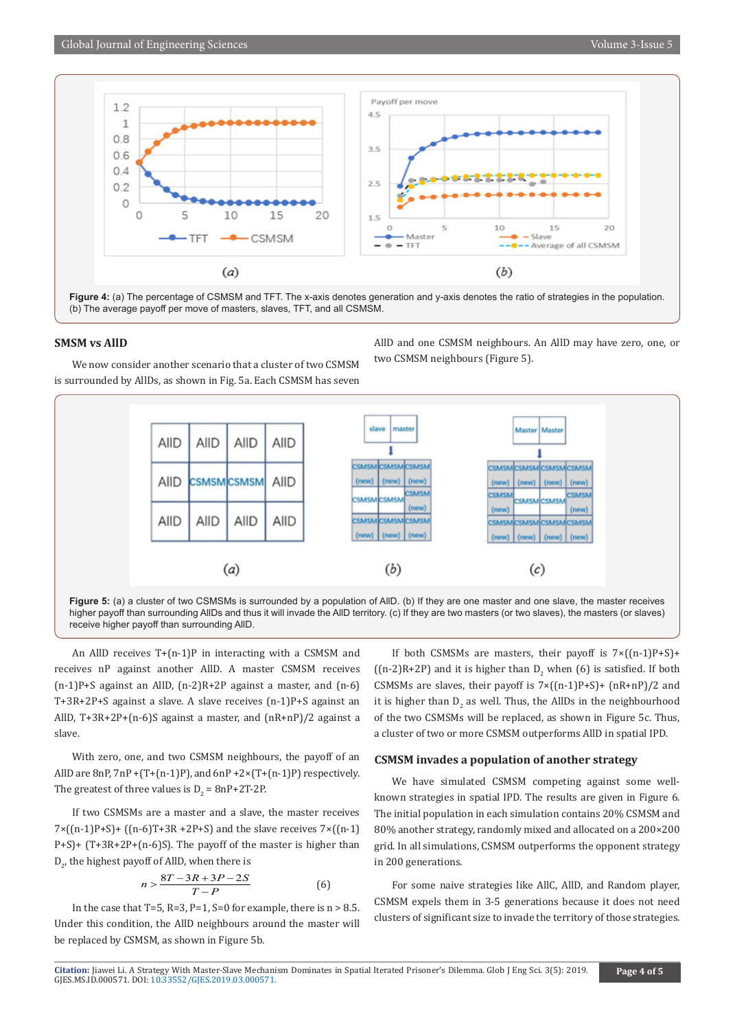Figure 4: (a) The percentage of CSMSM and TFT. The x-axis denotes generation and y-axis denotes the ratio of strategies in the population. (b) The average payoff per move of masters, slaves, TFT, and all CSMSM.

## SMSM vs AllD

We now consider another scenario that a cluster of two CSMSM is surrounded by AllDs, as shown in Fig. 5a. Each CSMSM has seven AllD and one CSMSM neighbours. An AllD may have zero, one, or two CSMSM neighbours (Figure 5).

Figure 5: (a) a cluster of two CSMSMs is surrounded by a population of AllD. (b) If they are one master and one slave, the master receives higher payoff than surrounding AllDs and thus it will invade the AllD territory. (c) If they are two masters (or two slaves), the masters (or slaves) receive higher payoff than surrounding AllD.

An AllD receives T+(n-1)P in interacting with a CSMSM and receives nP against another AllD. A master CSMSM receives (n-1)P+S against an AllD, (n-2)R+2P against a master, and (n-6) T+3R+2P+S against a slave. A slave receives (n-1)P+S against an AllD, T+3R+2P+(n-6)S against a master, and (nR+nP)/2 against a slave.

With zero, one, and two CSMSM neighbours, the payoff of an AllD are 8nP, 7nP+(T+(n-1)P), and 6nP +2×(T+(n-1)P) respectively. The greatest of three values is $D_2$ = 8nP+2T-2P.

If two CSMSMs are a master and a slave, the master receives 7×((n-1)P+S)+ ((n-6)T+3R +2P+S) and the slave receives 7×((n-1) P+S)+ (T+3R+2P+(n-6)S). The payoff of the master is higher than $D_2$, the highest payoff of AllD, when there is

$$n > \frac{8T - 3R + 3P - 2S}{T - P} \qquad (6)$$

In the case that T=5, R=3, P=1, S=0 for example, there is n > 8.5. Under this condition, the AllD neighbours around the master will be replaced by CSMSM, as shown in Figure 5b.

If both CSMSMs are masters, their payoff is 7×((n-1)P+S)+ ((n-2)R+2P) and it is higher than $D_2$ when (6) is satisfied. If both CSMSMs are slaves, their payoff is 7×((n-1)P+S)+ (nR+nP)/2 and it is higher than $D_2$ as well. Thus, the AllDs in the neighbourhood of the two CSMSMs will be replaced, as shown in Figure 5c. Thus, a cluster of two or more CSMSM outperforms AllD in spatial IPD.

## CSMSM invades a population of another strategy

We have simulated CSMSM competing against some well-known strategies in spatial IPD. The results are given in Figure 6. The initial population in each simulation contains 20% CSMSM and 80% another strategy, randomly mixed and allocated on a 200×200 grid. In all simulations, CSMSM outperforms the opponent strategy in 200 generations.

For some naive strategies like AllC, AllD, and Random player, CSMSM expels them in 3-5 generations because it does not need clusters of significant size to invade the territory of those strategies.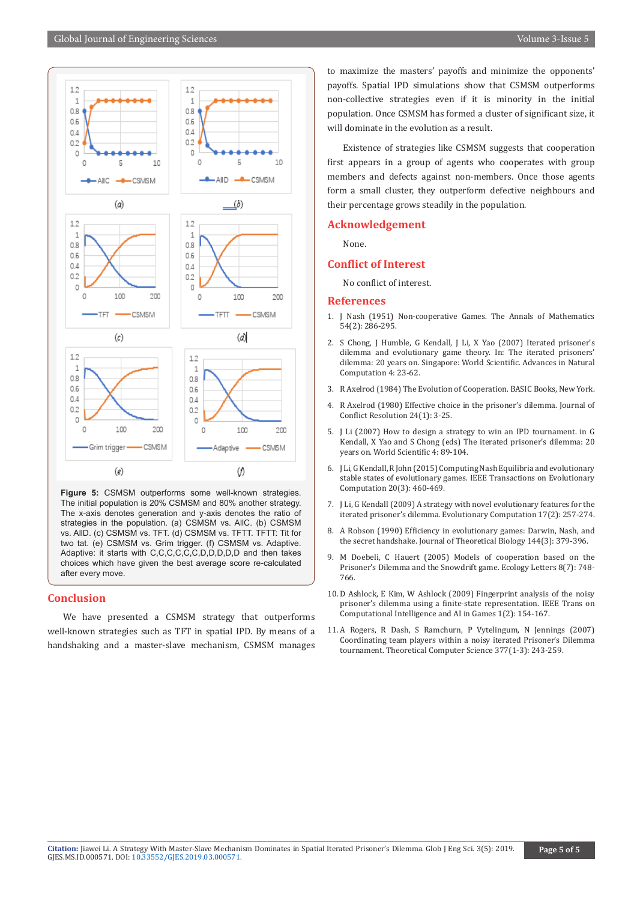1.2
1
0.8
0.6
0.4
0.2
0
0 5 10
AllC CSMSM

(a)

1.2
1
0.8
0.6
0.4
0.2
0
0 5 10
AllD CSMSM

(b)

1.2
1
0.8
0.6
0.4
0.2
0
0 100 200
TFT CSMSM

(c)

1.2
1
0.8
0.6
0.4
0.2
0
0 100 200
TFTT CSMSM

(d)

1.2
1
0.8
0.6
0.4
0.2
0
0 100 200
Grim trigger CSMSM

(e)

1.2
1
0.8
0.6
0.4
0.2
0
0 100 200
Adaptive CSMSM

(f)

**Figure 5:** CSMSM outperforms some well-known strategies. The initial population is 20% CSMSM and 80% another strategy. The x-axis denotes generation and y-axis denotes the ratio of strategies in the population. (a) CSMSM vs. AllC. (b) CSMSM vs. AllD. (c) CSMSM vs. TFT. (d) CSMSM vs. TFTT. TFTT: Tit for two tat. (e) CSMSM vs. Grim trigger. (f) CSMSM vs. Adaptive. Adaptive: it starts with C,C,C,C,C,C,D,D,D,D,D and then takes choices which have given the best average score re-calculated after every move.

## Conclusion

We have presented a CSMSM strategy that outperforms well-known strategies such as TFT in spatial IPD. By means of a handshaking and a master-slave mechanism, CSMSM manages to maximize the masters' payoffs and minimize the opponents' payoffs. Spatial IPD simulations show that CSMSM outperforms non-collective strategies even if it is minority in the initial population. Once CSMSM has formed a cluster of significant size, it will dominate in the evolution as a result.

Existence of strategies like CSMSM suggests that cooperation first appears in a group of agents who cooperates with group members and defects against non-members. Once those agents form a small cluster, they outperform defective neighbours and their percentage grows steadily in the population.

## Acknowledgement

None.

## Conflict of Interest

No conflict of interest.

## References

1. J Nash (1951) Non-cooperative Games. The Annals of Mathematics 54(2): 286-295.
2. S Chong, J Humble, G Kendall, J Li, X Yao (2007) Iterated prisoner's dilemma and evolutionary game theory. In: The iterated prisoners' dilemma: 20 years on. Singapore: World Scientific. Advances in Natural Computation 4: 23-62.
3. R Axelrod (1984) The Evolution of Cooperation. BASIC Books, New York.
4. R Axelrod (1980) Effective choice in the prisoner's dilemma. Journal of Conflict Resolution 24(1): 3-25.
5. J Li (2007) How to design a strategy to win an IPD tournament. in G Kendall, X Yao and S Chong (eds) The iterated prisoner's dilemma: 20 years on. World Scientific 4: 89-104.
6. J Li, G Kendall, R John (2015) Computing Nash Equilibria and evolutionary stable states of evolutionary games. IEEE Transactions on Evolutionary Computation 20(3): 460-469.
7. J Li, G Kendall (2009) A strategy with novel evolutionary features for the iterated prisoner's dilemma. Evolutionary Computation 17(2): 257-274.
8. A Robson (1990) Efficiency in evolutionary games: Darwin, Nash, and the secret handshake. Journal of Theoretical Biology 144(3): 379-396.
9. M Doebeli, C Hauert (2005) Models of cooperation based on the Prisoner's Dilemma and the Snowdrift game. Ecology Letters 8(7): 748-766.
10. D Ashlock, E Kim, W Ashlock (2009) Fingerprint analysis of the noisy prisoner's dilemma using a finite-state representation. IEEE Trans on Computational Intelligence and AI in Games 1(2): 154-167.
11. A Rogers, R Dash, S Ramchurn, P Vytelingum, N Jennings (2007) Coordinating team players within a noisy iterated Prisoner's Dilemma tournament. Theoretical Computer Science 377(1-3): 243-259.

**Citation:** Jiawei Li. A Strategy With Master-Slave Mechanism Dominates in Spatial Iterated Prisoner's Dilemma. Glob J Eng Sci. 3(5): 2019. GJES.MS.ID.000571. DOI: 10.33552/GJES.2019.03.000571.